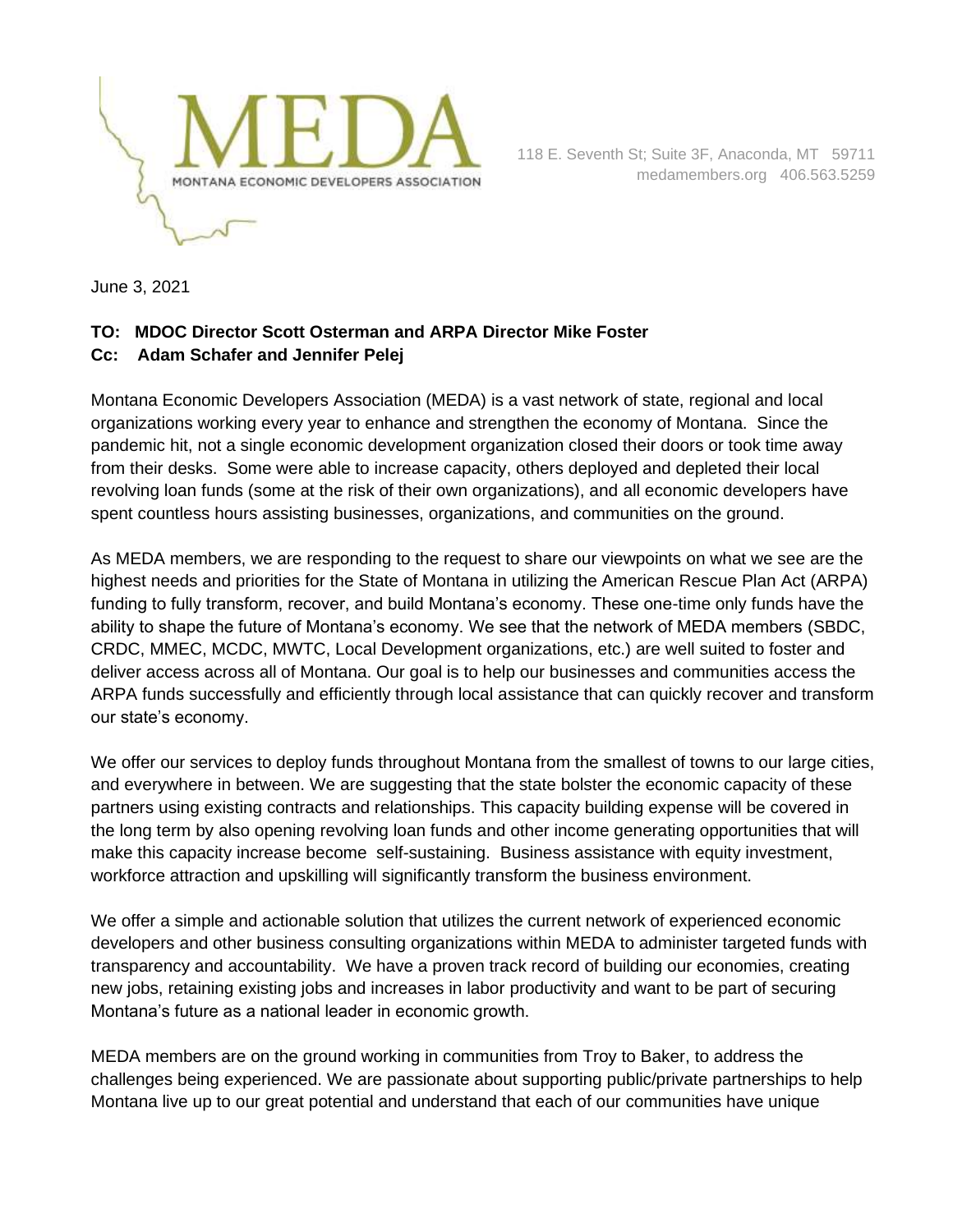MEDA

MONTANA ECONOMIC DEVELOPERS ASSOCIATION

118 E. Seventh St; Suite 3F, Anaconda, MT 59711
medamembers.org 406.563.5259

June 3, 2021

**TO: MDOC Director Scott Osterman and ARPA Director Mike Foster**
**Cc: Adam Schafer and Jennifer Pelej**

Montana Economic Developers Association (MEDA) is a vast network of state, regional and local organizations working every year to enhance and strengthen the economy of Montana. Since the pandemic hit, not a single economic development organization closed their doors or took time away from their desks. Some were able to increase capacity, others deployed and depleted their local revolving loan funds (some at the risk of their own organizations), and all economic developers have spent countless hours assisting businesses, organizations, and communities on the ground.

As MEDA members, we are responding to the request to share our viewpoints on what we see are the highest needs and priorities for the State of Montana in utilizing the American Rescue Plan Act (ARPA) funding to fully transform, recover, and build Montana's economy. These one-time only funds have the ability to shape the future of Montana's economy. We see that the network of MEDA members (SBDC, CRDC, MMEC, MCDC, MWTC, Local Development organizations, etc.) are well suited to foster and deliver access across all of Montana. Our goal is to help our businesses and communities access the ARPA funds successfully and efficiently through local assistance that can quickly recover and transform our state's economy.

We offer our services to deploy funds throughout Montana from the smallest of towns to our large cities, and everywhere in between. We are suggesting that the state bolster the economic capacity of these partners using existing contracts and relationships. This capacity building expense will be covered in the long term by also opening revolving loan funds and other income generating opportunities that will make this capacity increase become self-sustaining. Business assistance with equity investment, workforce attraction and upskilling will significantly transform the business environment.

We offer a simple and actionable solution that utilizes the current network of experienced economic developers and other business consulting organizations within MEDA to administer targeted funds with transparency and accountability. We have a proven track record of building our economies, creating new jobs, retaining existing jobs and increases in labor productivity and want to be part of securing Montana's future as a national leader in economic growth.

MEDA members are on the ground working in communities from Troy to Baker, to address the challenges being experienced. We are passionate about supporting public/private partnerships to help Montana live up to our great potential and understand that each of our communities have unique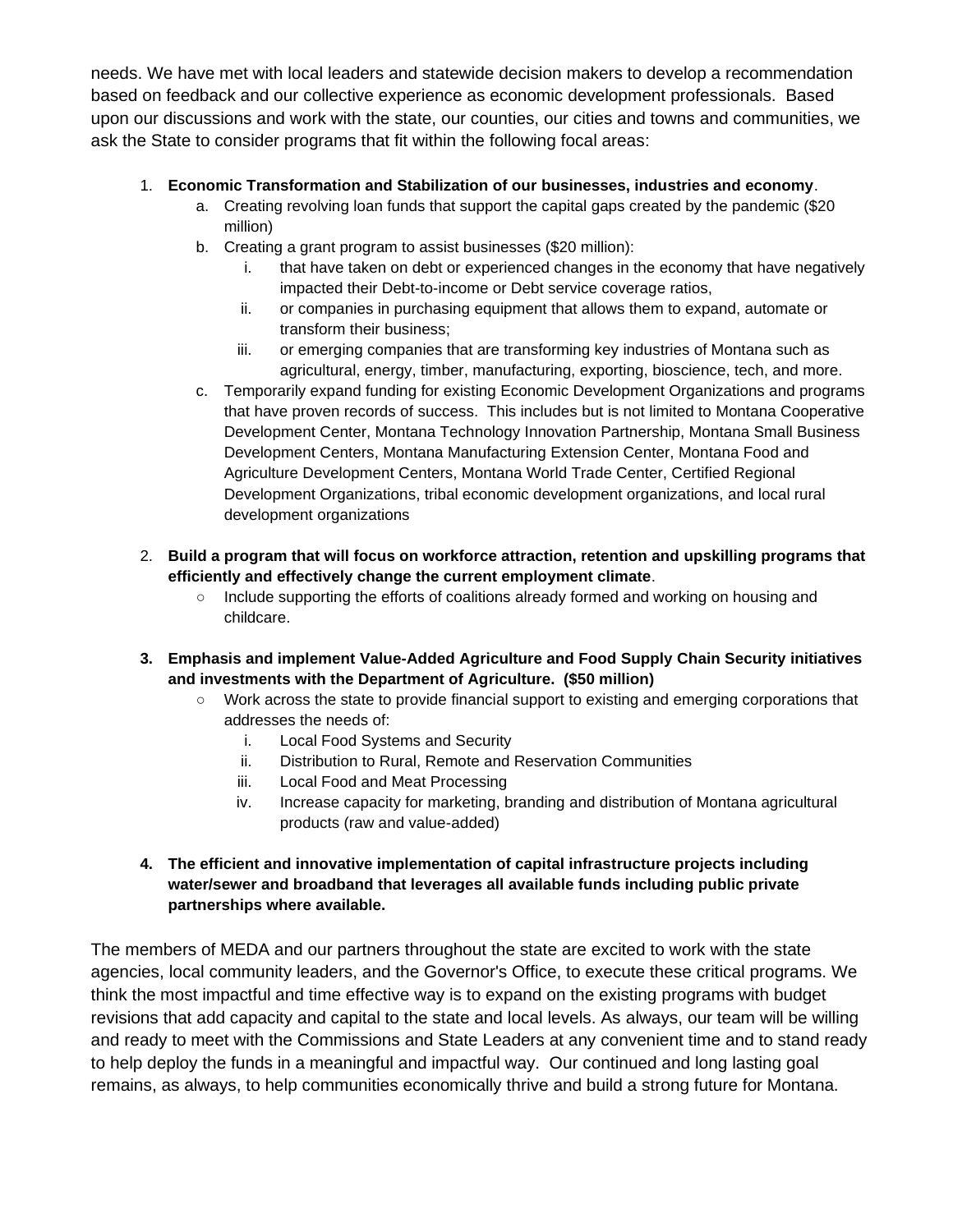needs. We have met with local leaders and statewide decision makers to develop a recommendation based on feedback and our collective experience as economic development professionals. Based upon our discussions and work with the state, our counties, our cities and towns and communities, we ask the State to consider programs that fit within the following focal areas:

1. **Economic Transformation and Stabilization of our businesses, industries and economy**.
   a. Creating revolving loan funds that support the capital gaps created by the pandemic ($20 million)
   b. Creating a grant program to assist businesses ($20 million):
      i. that have taken on debt or experienced changes in the economy that have negatively impacted their Debt-to-income or Debt service coverage ratios,
      ii. or companies in purchasing equipment that allows them to expand, automate or transform their business;
      iii. or emerging companies that are transforming key industries of Montana such as agricultural, energy, timber, manufacturing, exporting, bioscience, tech, and more.
   c. Temporarily expand funding for existing Economic Development Organizations and programs that have proven records of success. This includes but is not limited to Montana Cooperative Development Center, Montana Technology Innovation Partnership, Montana Small Business Development Centers, Montana Manufacturing Extension Center, Montana Food and Agriculture Development Centers, Montana World Trade Center, Certified Regional Development Organizations, tribal economic development organizations, and local rural development organizations

2. **Build a program that will focus on workforce attraction, retention and upskilling programs that efficiently and effectively change the current employment climate**.
   - Include supporting the efforts of coalitions already formed and working on housing and childcare.

3. **Emphasis and implement Value-Added Agriculture and Food Supply Chain Security initiatives and investments with the Department of Agriculture. ($50 million)**
   - Work across the state to provide financial support to existing and emerging corporations that addresses the needs of:
      i. Local Food Systems and Security
      ii. Distribution to Rural, Remote and Reservation Communities
      iii. Local Food and Meat Processing
      iv. Increase capacity for marketing, branding and distribution of Montana agricultural products (raw and value-added)

4. **The efficient and innovative implementation of capital infrastructure projects including water/sewer and broadband that leverages all available funds including public private partnerships where available.**

The members of MEDA and our partners throughout the state are excited to work with the state agencies, local community leaders, and the Governor's Office, to execute these critical programs. We think the most impactful and time effective way is to expand on the existing programs with budget revisions that add capacity and capital to the state and local levels. As always, our team will be willing and ready to meet with the Commissions and State Leaders at any convenient time and to stand ready to help deploy the funds in a meaningful and impactful way. Our continued and long lasting goal remains, as always, to help communities economically thrive and build a strong future for Montana.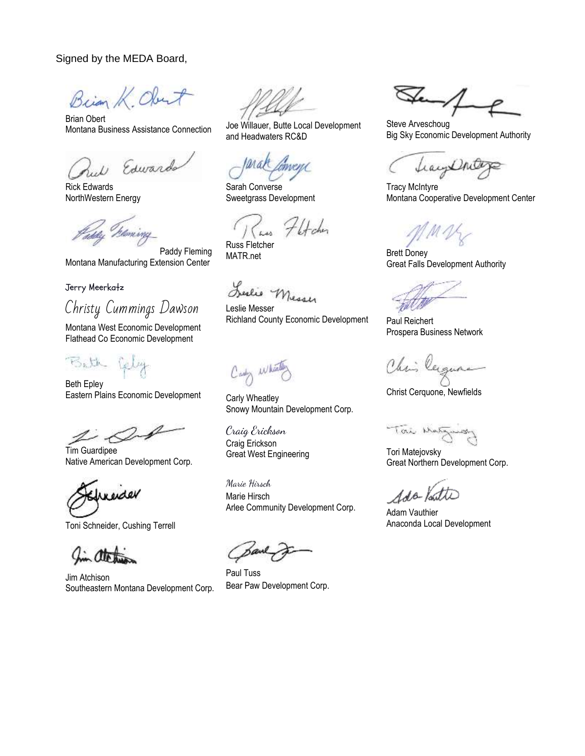Signed by the MEDA Board,

Brian Obert
Montana Business Assistance Connection

Rick Edwards
NorthWestern Energy

Paddy Fleming
Montana Manufacturing Extension Center

Jerry Meerkatz

Christy Cummings Dawson

Montana West Economic Development
Flathead Co Economic Development

Beth Epley
Eastern Plains Economic Development

Tim Guardipee
Native American Development Corp.

Toni Schneider, Cushing Terrell

Jim Atchison
Southeastern Montana Development Corp.

Joe Willauer, Butte Local Development and Headwaters RC&D

Sarah Converse
Sweetgrass Development

Russ Fletcher
MATR.net

Leslie Messer
Richland County Economic Development

Carly Wheatley
Snowy Mountain Development Corp.

Craig Erickson

Craig Erickson
Great West Engineering

Marie Hirsch

Marie Hirsch
Arlee Community Development Corp.

Paul Tuss
Bear Paw Development Corp.

Steve Arveschoug
Big Sky Economic Development Authority

Tracy McIntyre
Montana Cooperative Development Center

Brett Doney
Great Falls Development Authority

Paul Reichert
Prospera Business Network

Christ Cerquone, Newfields

Tori Matejovsky
Great Northern Development Corp.

Adam Vauthier
Anaconda Local Development